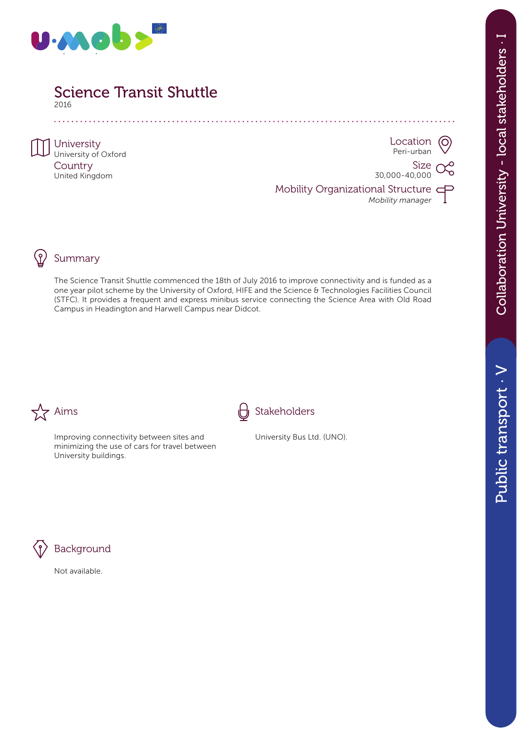# Science Transit Shuttle

2016

**University**
University of Oxford

**Country**
United Kingdom

**Location**
Peri-urban

**Size**
30,000-40,000

**Mobility Organizational Structure**
*Mobility manager*

Collaboration University - local stakeholders · I

Public transport · V

## Summary

The Science Transit Shuttle commenced the 18th of July 2016 to improve connectivity and is funded as a one year pilot scheme by the University of Oxford, HIFE and the Science & Technologies Facilities Council (STFC). It provides a frequent and express minibus service connecting the Science Area with Old Road Campus in Headington and Harwell Campus near Didcot.

## Aims

Improving connectivity between sites and minimizing the use of cars for travel between University buildings.

## Stakeholders

University Bus Ltd. (UNO).

## Background

Not available.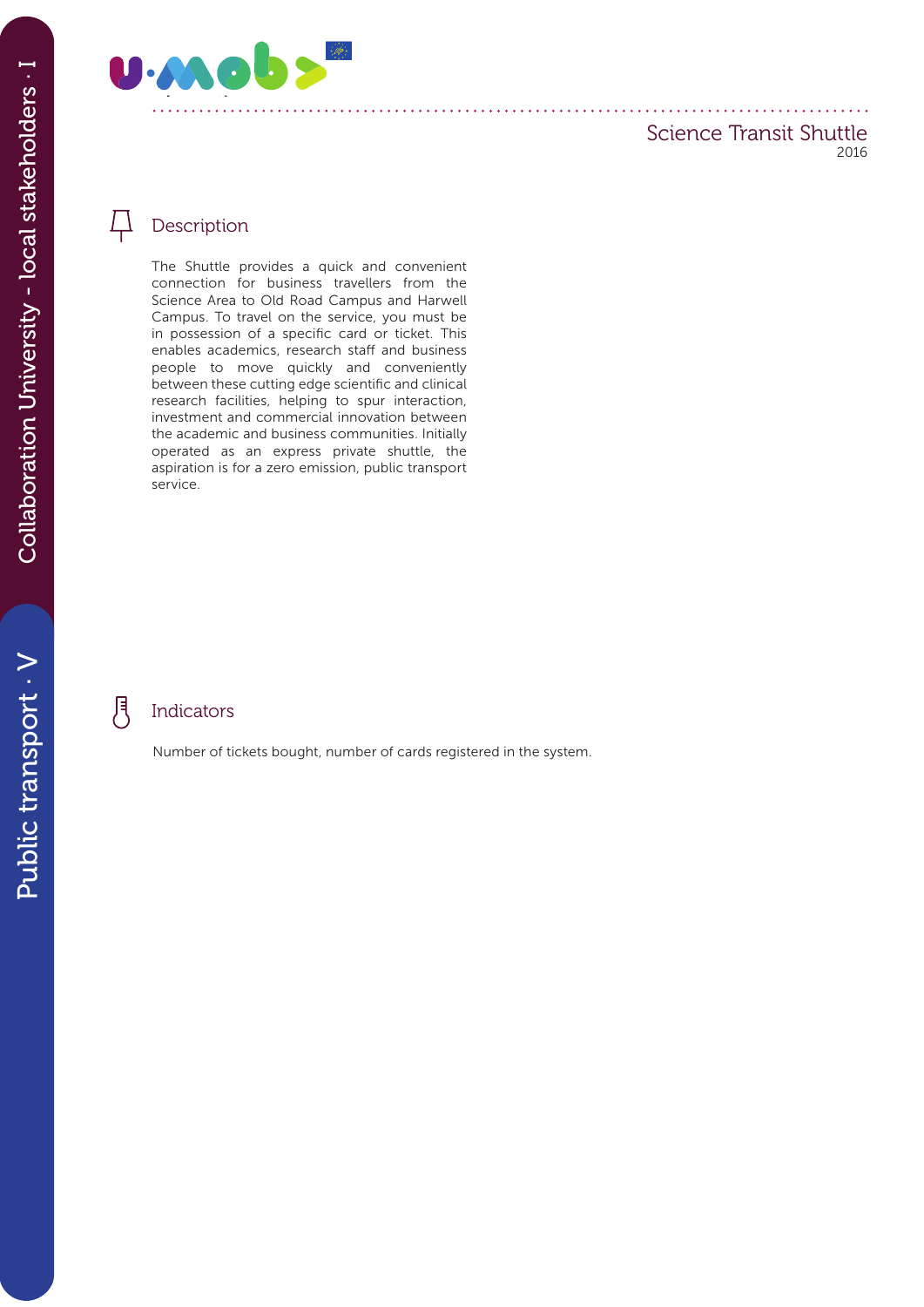# Science Transit Shuttle

2016

## Description

The Shuttle provides a quick and convenient connection for business travellers from the Science Area to Old Road Campus and Harwell Campus. To travel on the service, you must be in possession of a specific card or ticket. This enables academics, research staff and business people to move quickly and conveniently between these cutting edge scientific and clinical research facilities, helping to spur interaction, investment and commercial innovation between the academic and business communities. Initially operated as an express private shuttle, the aspiration is for a zero emission, public transport service.

## Indicators

Number of tickets bought, number of cards registered in the system.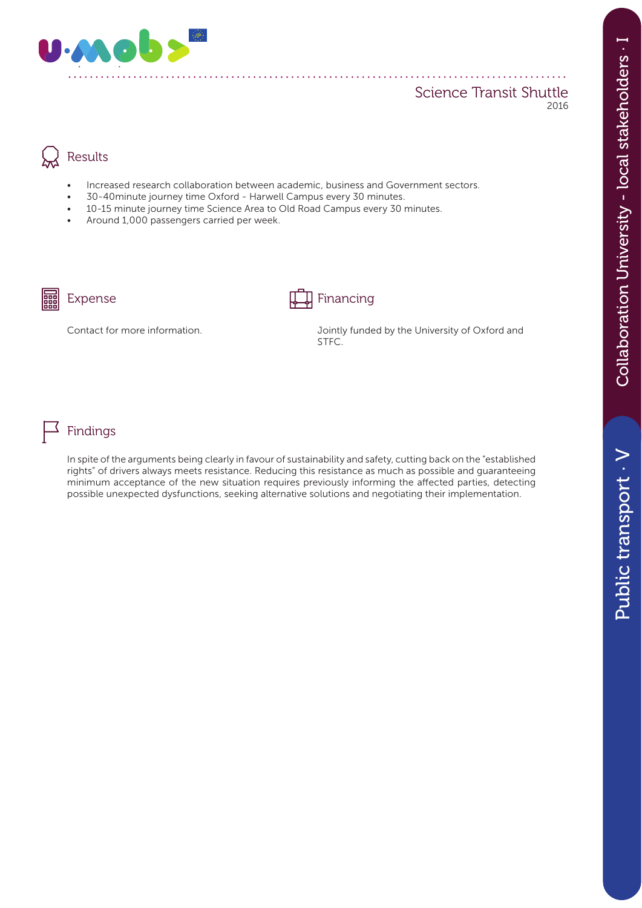## Science Transit Shuttle

2016

### Results

- Increased research collaboration between academic, business and Government sectors.
- 30-40minute journey time Oxford - Harwell Campus every 30 minutes.
- 10-15 minute journey time Science Area to Old Road Campus every 30 minutes.
- Around 1,000 passengers carried per week.

### Expense

Contact for more information.

### Financing

Jointly funded by the University of Oxford and STFC.

### Findings

In spite of the arguments being clearly in favour of sustainability and safety, cutting back on the "established rights" of drivers always meets resistance. Reducing this resistance as much as possible and guaranteeing minimum acceptance of the new situation requires previously informing the affected parties, detecting possible unexpected dysfunctions, seeking alternative solutions and negotiating their implementation.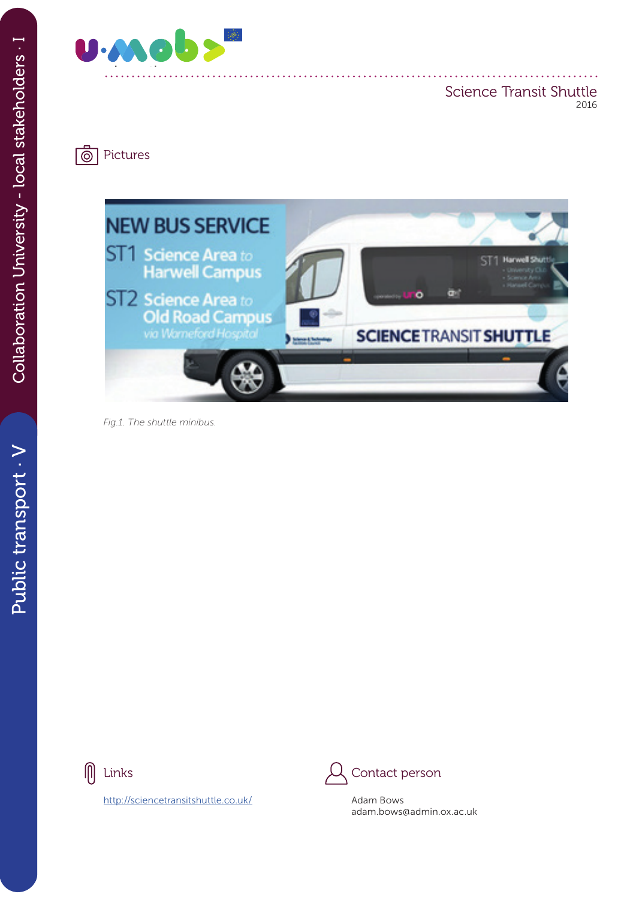Science Transit Shuttle
2016

## Pictures

*Fig.1. The shuttle minibus.*

## Links

[http://sciencetransitshuttle.co.uk/](http://sciencetransitshuttle.co.uk/)

## Contact person

Adam Bows
adam.bows@admin.ox.ac.uk